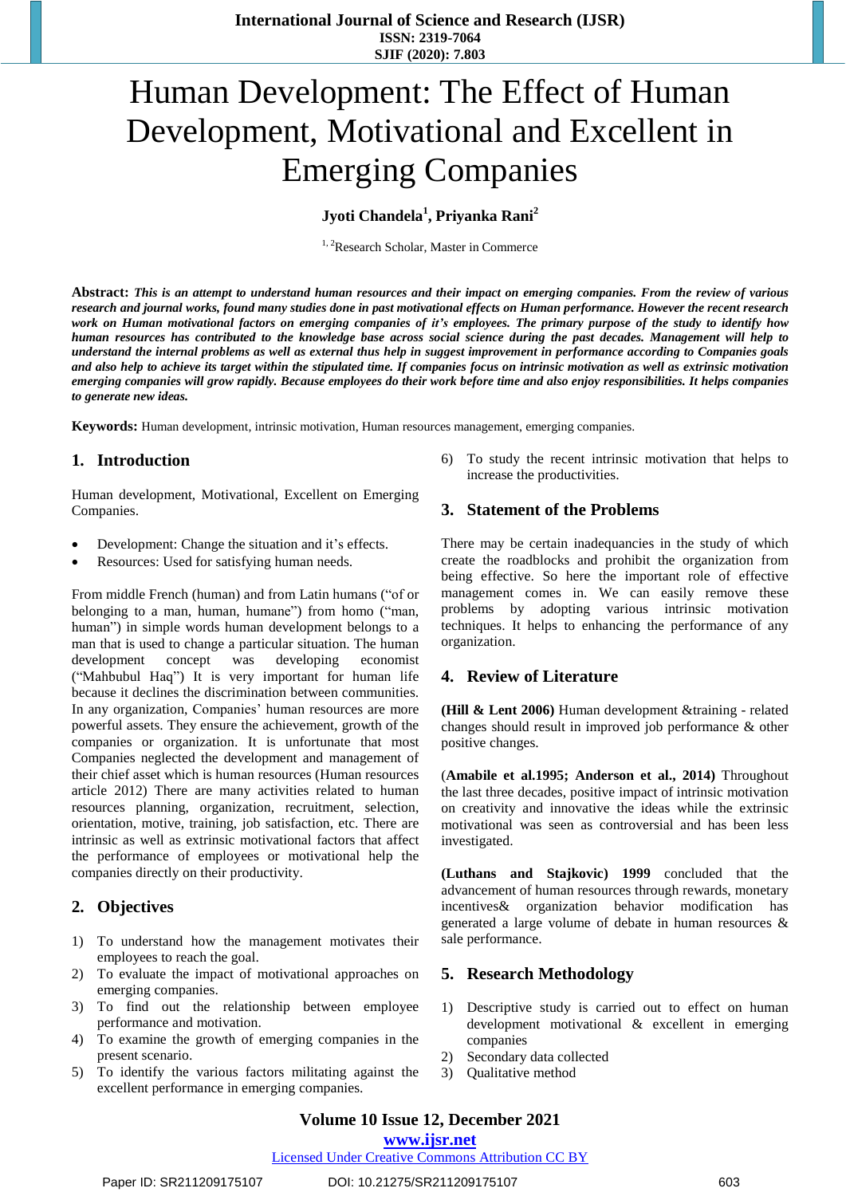# Human Development: The Effect of Human Development, Motivational and Excellent in Emerging Companies

**Jyoti Chandela[1], Priyanka Rani[2]**

[1, 2]Research Scholar, Master in Commerce

**Abstract:** ***This is an attempt to understand human resources and their impact on emerging companies. From the review of various research and journal works, found many studies done in past motivational effects on Human performance. However the recent research work on Human motivational factors on emerging companies of it's employees. The primary purpose of the study to identify how human resources has contributed to the knowledge base across social science during the past decades. Management will help to understand the internal problems as well as external thus help in suggest improvement in performance according to Companies goals and also help to achieve its target within the stipulated time. If companies focus on intrinsic motivation as well as extrinsic motivation emerging companies will grow rapidly. Because employees do their work before time and also enjoy responsibilities. It helps companies to generate new ideas.***

**Keywords:** Human development, intrinsic motivation, Human resources management, emerging companies.

## 1. Introduction

Human development, Motivational, Excellent on Emerging Companies.

- Development: Change the situation and it's effects.
- Resources: Used for satisfying human needs.

From middle French (human) and from Latin humans ("of or belonging to a man, human, humane") from homo ("man, human") in simple words human development belongs to a man that is used to change a particular situation. The human development concept was developing economist ("Mahbubul Haq") It is very important for human life because it declines the discrimination between communities. In any organization, Companies' human resources are more powerful assets. They ensure the achievement, growth of the companies or organization. It is unfortunate that most Companies neglected the development and management of their chief asset which is human resources (Human resources article 2012) There are many activities related to human resources planning, organization, recruitment, selection, orientation, motive, training, job satisfaction, etc. There are intrinsic as well as extrinsic motivational factors that affect the performance of employees or motivational help the companies directly on their productivity.

## 2. Objectives

1) To understand how the management motivates their employees to reach the goal.
2) To evaluate the impact of motivational approaches on emerging companies.
3) To find out the relationship between employee performance and motivation.
4) To examine the growth of emerging companies in the present scenario.
5) To identify the various factors militating against the excellent performance in emerging companies.
6) To study the recent intrinsic motivation that helps to increase the productivities.

## 3. Statement of the Problems

There may be certain inadequancies in the study of which create the roadblocks and prohibit the organization from being effective. So here the important role of effective management comes in. We can easily remove these problems by adopting various intrinsic motivation techniques. It helps to enhancing the performance of any organization.

## 4. Review of Literature

**(Hill & Lent 2006)** Human development &training - related changes should result in improved job performance & other positive changes.

(**Amabile et al.1995; Anderson et al., 2014)** Throughout the last three decades, positive impact of intrinsic motivation on creativity and innovative the ideas while the extrinsic motivational was seen as controversial and has been less investigated.

**(Luthans and Stajkovic) 1999** concluded that the advancement of human resources through rewards, monetary incentives& organization behavior modification has generated a large volume of debate in human resources & sale performance.

## 5. Research Methodology

1) Descriptive study is carried out to effect on human development motivational & excellent in emerging companies
2) Secondary data collected
3) Qualitative method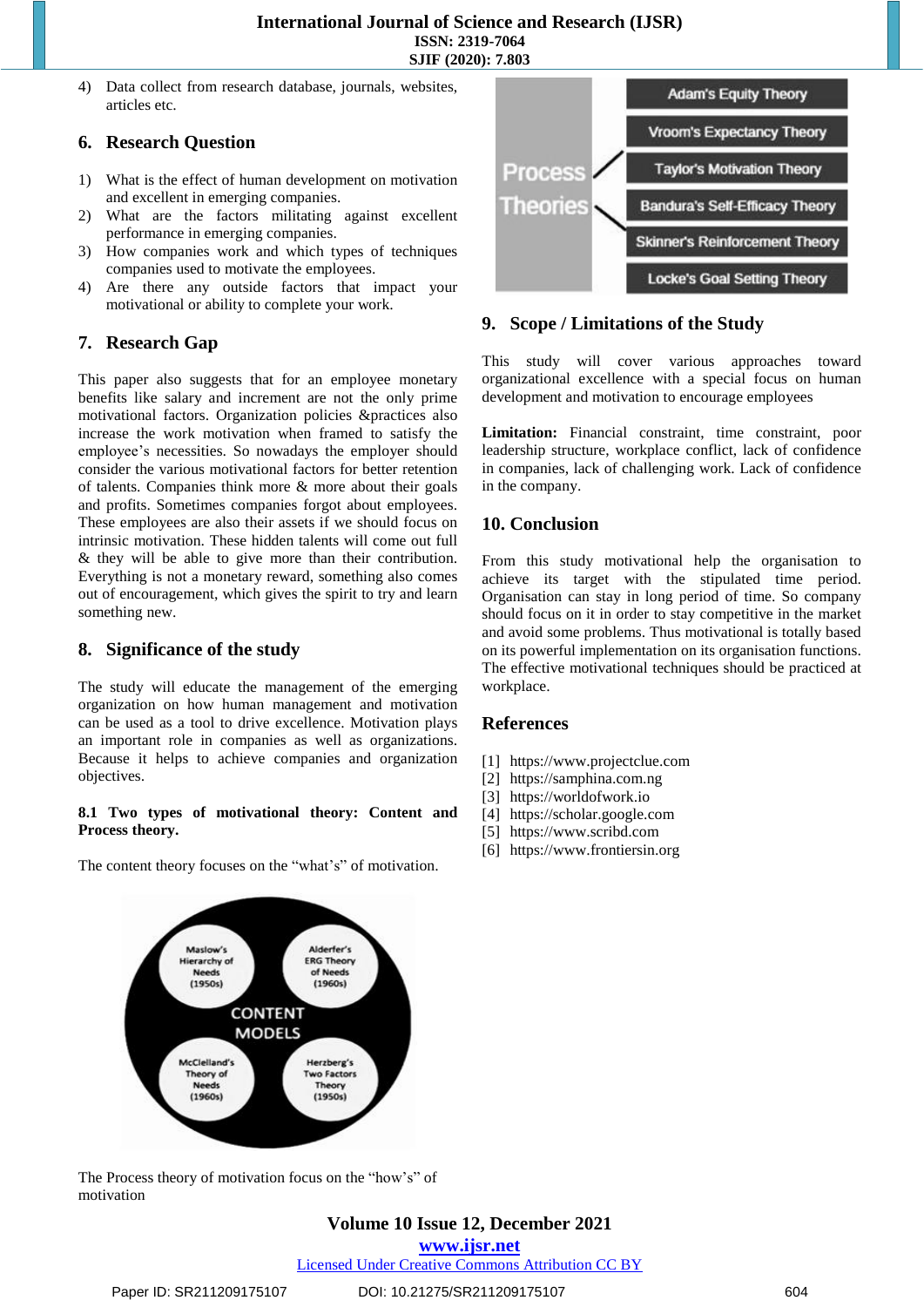4) Data collect from research database, journals, websites, articles etc.

## 6. Research Question

1) What is the effect of human development on motivation and excellent in emerging companies.
2) What are the factors militating against excellent performance in emerging companies.
3) How companies work and which types of techniques companies used to motivate the employees.
4) Are there any outside factors that impact your motivational or ability to complete your work.

## 7. Research Gap

This paper also suggests that for an employee monetary benefits like salary and increment are not the only prime motivational factors. Organization policies &practices also increase the work motivation when framed to satisfy the employee's necessities. So nowadays the employer should consider the various motivational factors for better retention of talents. Companies think more & more about their goals and profits. Sometimes companies forgot about employees. These employees are also their assets if we should focus on intrinsic motivation. These hidden talents will come out full & they will be able to give more than their contribution. Everything is not a monetary reward, something also comes out of encouragement, which gives the spirit to try and learn something new.

## 8. Significance of the study

The study will educate the management of the emerging organization on how human management and motivation can be used as a tool to drive excellence. Motivation plays an important role in companies as well as organizations. Because it helps to achieve companies and organization objectives.

### 8.1 Two types of motivational theory: Content and Process theory.

The content theory focuses on the "what's" of motivation.

CONTENT MODELS

Maslow's Hierarchy of Needs (1950s)

Alderfer's ERG Theory of Needs (1960s)

McClelland's Theory of Needs (1960s)

Herzberg's Two Factors Theory (1950s)

The Process theory of motivation focus on the "how's" of motivation

Process Theories

Adam's Equity Theory

Vroom's Expectancy Theory

Taylor's Motivation Theory

Bandura's Self-Efficacy Theory

Skinner's Reinforcement Theory

Locke's Goal Setting Theory

## 9. Scope / Limitations of the Study

This study will cover various approaches toward organizational excellence with a special focus on human development and motivation to encourage employees

**Limitation:** Financial constraint, time constraint, poor leadership structure, workplace conflict, lack of confidence in companies, lack of challenging work. Lack of confidence in the company.

## 10. Conclusion

From this study motivational help the organisation to achieve its target with the stipulated time period. Organisation can stay in long period of time. So company should focus on it in order to stay competitive in the market and avoid some problems. Thus motivational is totally based on its powerful implementation on its organisation functions. The effective motivational techniques should be practiced at workplace.

## References

[1] https://www.projectclue.com
[2] https://samphina.com.ng
[3] https://worldofwork.io
[4] https://scholar.google.com
[5] https://www.scribd.com
[6] https://www.frontiersin.org